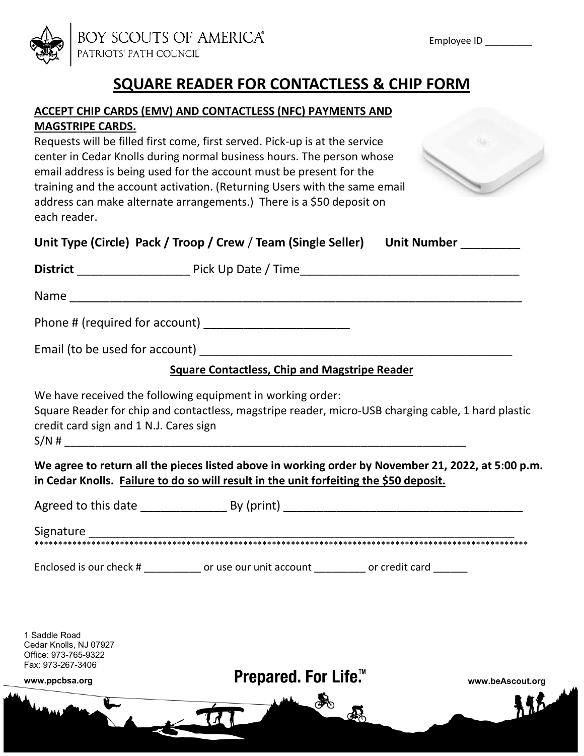BOY SCOUTS OF AMERICA®
PATRIOTS' PATH COUNCIL

Employee ID _________

# SQUARE READER FOR CONTACTLESS & CHIP FORM

**ACCEPT CHIP CARDS (EMV) AND CONTACTLESS (NFC) PAYMENTS AND MAGSTRIPE CARDS.**

Requests will be filled first come, first served. Pick-up is at the service center in Cedar Knolls during normal business hours. The person whose email address is being used for the account must be present for the training and the account activation. (Returning Users with the same email address can make alternate arrangements.) There is a $50 deposit on each reader.

**Unit Type (Circle) Pack / Troop / Crew / Team (Single Seller)** **Unit Number** _________

**District** _________________ Pick Up Date / Time_________________________________

Name ______________________________________________________________________

Phone # (required for account) ______________________

Email (to be used for account) _________________________________________________

**Square Contactless, Chip and Magstripe Reader**

We have received the following equipment in working order:
Square Reader for chip and contactless, magstripe reader, micro-USB charging cable, 1 hard plastic credit card sign and 1 N.J. Cares sign
S/N # _________________________________________________________________

**We agree to return all the pieces listed above in working order by November 21, 2022, at 5:00 p.m. in Cedar Knolls. Failure to do so will result in the unit forfeiting the $50 deposit.**

Agreed to this date _____________ By (print) ____________________________________

Signature _______________________________________________________________

*****************************************************************************************************

Enclosed is our check # __________ or use our unit account _________ or credit card ______

1 Saddle Road
Cedar Knolls, NJ 07927
Office: 973-765-9322
Fax: 973-267-3406
www.ppcbsa.org

Prepared. For Life.™

www.beAscout.org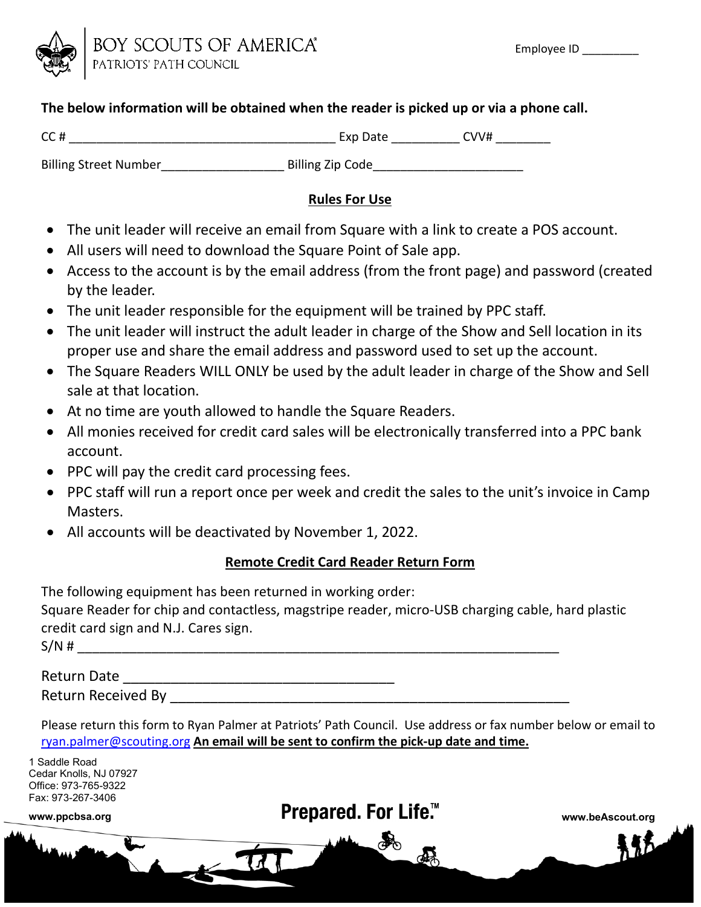BOY SCOUTS OF AMERICA®
PATRIOTS' PATH COUNCIL

Employee ID _________

**The below information will be obtained when the reader is picked up or via a phone call.**

CC # ________________________________________ Exp Date __________ CVV# ________

Billing Street Number__________________ Billing Zip Code______________________

## Rules For Use

- The unit leader will receive an email from Square with a link to create a POS account.
- All users will need to download the Square Point of Sale app.
- Access to the account is by the email address (from the front page) and password (created by the leader.
- The unit leader responsible for the equipment will be trained by PPC staff.
- The unit leader will instruct the adult leader in charge of the Show and Sell location in its proper use and share the email address and password used to set up the account.
- The Square Readers WILL ONLY be used by the adult leader in charge of the Show and Sell sale at that location.
- At no time are youth allowed to handle the Square Readers.
- All monies received for credit card sales will be electronically transferred into a PPC bank account.
- PPC will pay the credit card processing fees.
- PPC staff will run a report once per week and credit the sales to the unit's invoice in Camp Masters.
- All accounts will be deactivated by November 1, 2022.

## Remote Credit Card Reader Return Form

The following equipment has been returned in working order:
Square Reader for chip and contactless, magstripe reader, micro-USB charging cable, hard plastic credit card sign and N.J. Cares sign.

S/N # ____________________________________________________________________

Return Date ___________________________________

Return Received By _____________________________________________________

Please return this form to Ryan Palmer at Patriots' Path Council. Use address or fax number below or email to ryan.palmer@scouting.org **An email will be sent to confirm the pick-up date and time.**

1 Saddle Road
Cedar Knolls, NJ 07927
Office: 973-765-9322
Fax: 973-267-3406

www.ppcbsa.org

**Prepared. For Life.™**

www.beAscout.org